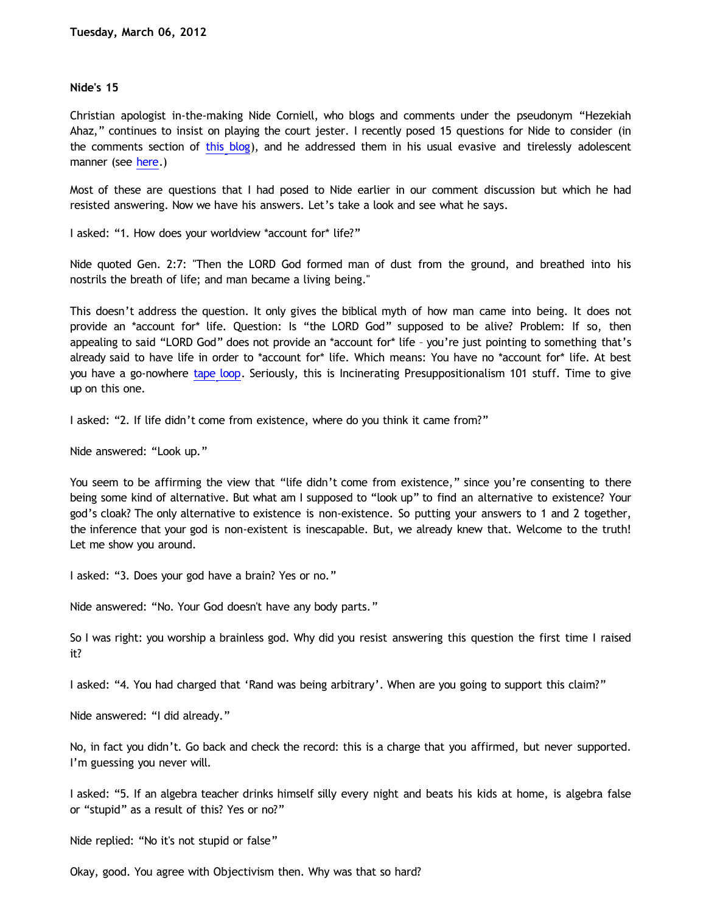**Tuesday, March 06, 2012**

## Nide's 15

Christian apologist in-the-making Nide Corniell, who blogs and comments under the pseudonym "Hezekiah Ahaz," continues to insist on playing the court jester. I recently posed 15 questions for Nide to consider (in the comments section of this blog), and he addressed them in his usual evasive and tirelessly adolescent manner (see here.)

Most of these are questions that I had posed to Nide earlier in our comment discussion but which he had resisted answering. Now we have his answers. Let's take a look and see what he says.

I asked: "1. How does your worldview *account for* life?"

Nide quoted Gen. 2:7: "Then the LORD God formed man of dust from the ground, and breathed into his nostrils the breath of life; and man became a living being."

This doesn't address the question. It only gives the biblical myth of how man came into being. It does not provide an *account for* life. Question: Is "the LORD God" supposed to be alive? Problem: If so, then appealing to said "LORD God" does not provide an *account for* life – you're just pointing to something that's already said to have life in order to *account for* life. Which means: You have no *account for* life. At best you have a go-nowhere tape loop. Seriously, this is Incinerating Presuppositionalism 101 stuff. Time to give up on this one.

I asked: "2. If life didn't come from existence, where do you think it came from?"

Nide answered: "Look up."

You seem to be affirming the view that "life didn't come from existence," since you're consenting to there being some kind of alternative. But what am I supposed to "look up" to find an alternative to existence? Your god's cloak? The only alternative to existence is non-existence. So putting your answers to 1 and 2 together, the inference that your god is non-existent is inescapable. But, we already knew that. Welcome to the truth! Let me show you around.

I asked: "3. Does your god have a brain? Yes or no."

Nide answered: "No. Your God doesn't have any body parts."

So I was right: you worship a brainless god. Why did you resist answering this question the first time I raised it?

I asked: "4. You had charged that 'Rand was being arbitrary'. When are you going to support this claim?"

Nide answered: "I did already."

No, in fact you didn't. Go back and check the record: this is a charge that you affirmed, but never supported. I'm guessing you never will.

I asked: "5. If an algebra teacher drinks himself silly every night and beats his kids at home, is algebra false or "stupid" as a result of this? Yes or no?"

Nide replied: "No it's not stupid or false"

Okay, good. You agree with Objectivism then. Why was that so hard?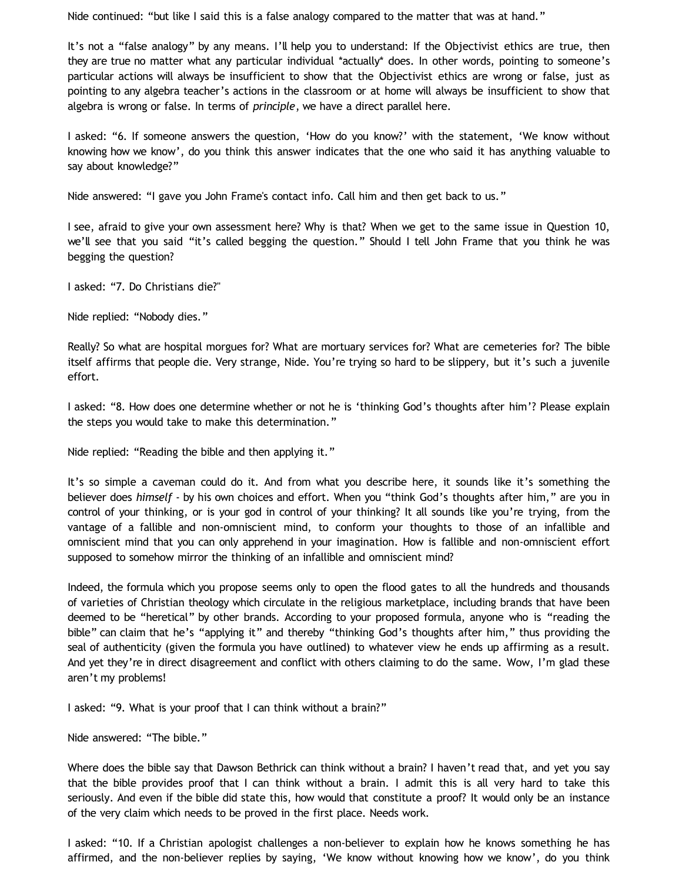Nide continued: "but like I said this is a false analogy compared to the matter that was at hand."

It's not a "false analogy" by any means. I'll help you to understand: If the Objectivist ethics are true, then they are true no matter what any particular individual *actually* does. In other words, pointing to someone's particular actions will always be insufficient to show that the Objectivist ethics are wrong or false, just as pointing to any algebra teacher's actions in the classroom or at home will always be insufficient to show that algebra is wrong or false. In terms of *principle*, we have a direct parallel here.

I asked: "6. If someone answers the question, 'How do you know?' with the statement, 'We know without knowing how we know', do you think this answer indicates that the one who said it has anything valuable to say about knowledge?"

Nide answered: "I gave you John Frame's contact info. Call him and then get back to us."

I see, afraid to give your own assessment here? Why is that? When we get to the same issue in Question 10, we'll see that you said "it's called begging the question." Should I tell John Frame that you think he was begging the question?

I asked: "7. Do Christians die?"

Nide replied: "Nobody dies."

Really? So what are hospital morgues for? What are mortuary services for? What are cemeteries for? The bible itself affirms that people die. Very strange, Nide. You're trying so hard to be slippery, but it's such a juvenile effort.

I asked: "8. How does one determine whether or not he is 'thinking God's thoughts after him'? Please explain the steps you would take to make this determination."

Nide replied: "Reading the bible and then applying it."

It's so simple a caveman could do it. And from what you describe here, it sounds like it's something the believer does *himself* - by his own choices and effort. When you "think God's thoughts after him," are you in control of your thinking, or is your god in control of your thinking? It all sounds like you're trying, from the vantage of a fallible and non-omniscient mind, to conform your thoughts to those of an infallible and omniscient mind that you can only apprehend in your imagination. How is fallible and non-omniscient effort supposed to somehow mirror the thinking of an infallible and omniscient mind?

Indeed, the formula which you propose seems only to open the flood gates to all the hundreds and thousands of varieties of Christian theology which circulate in the religious marketplace, including brands that have been deemed to be "heretical" by other brands. According to your proposed formula, anyone who is "reading the bible" can claim that he's "applying it" and thereby "thinking God's thoughts after him," thus providing the seal of authenticity (given the formula you have outlined) to whatever view he ends up affirming as a result. And yet they're in direct disagreement and conflict with others claiming to do the same. Wow, I'm glad these aren't my problems!

I asked: "9. What is your proof that I can think without a brain?"

Nide answered: "The bible."

Where does the bible say that Dawson Bethrick can think without a brain? I haven't read that, and yet you say that the bible provides proof that I can think without a brain. I admit this is all very hard to take this seriously. And even if the bible did state this, how would that constitute a proof? It would only be an instance of the very claim which needs to be proved in the first place. Needs work.

I asked: "10. If a Christian apologist challenges a non-believer to explain how he knows something he has affirmed, and the non-believer replies by saying, 'We know without knowing how we know', do you think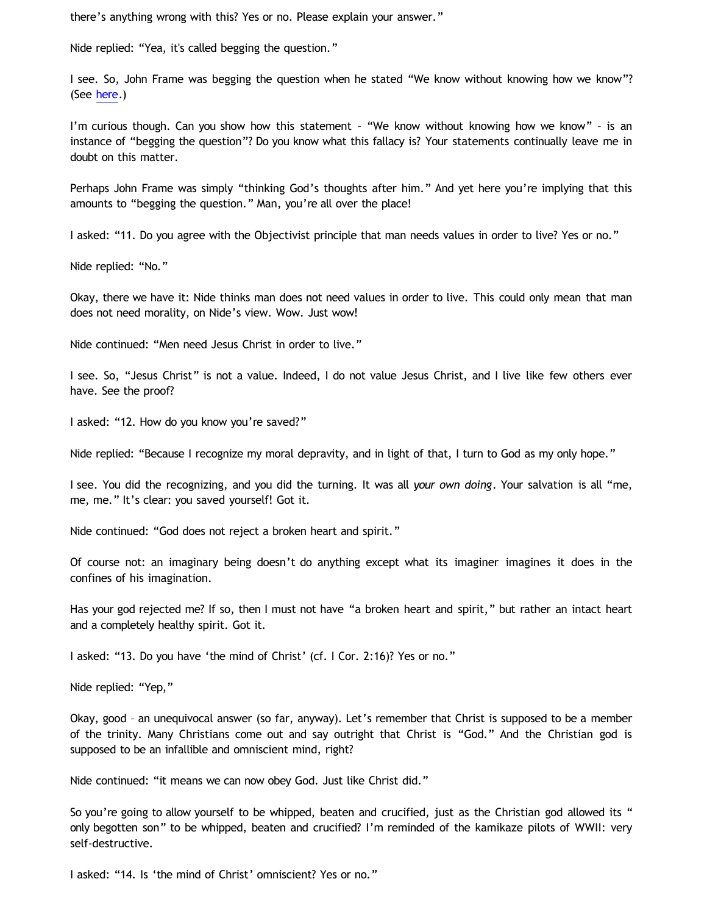there's anything wrong with this? Yes or no. Please explain your answer."

Nide replied: "Yea, it's called begging the question."

I see. So, John Frame was begging the question when he stated "We know without knowing how we know"? (See here.)

I'm curious though. Can you show how this statement – "We know without knowing how we know" – is an instance of "begging the question"? Do you know what this fallacy is? Your statements continually leave me in doubt on this matter.

Perhaps John Frame was simply "thinking God's thoughts after him." And yet here you're implying that this amounts to "begging the question." Man, you're all over the place!

I asked: "11. Do you agree with the Objectivist principle that man needs values in order to live? Yes or no."

Nide replied: "No."

Okay, there we have it: Nide thinks man does not need values in order to live. This could only mean that man does not need morality, on Nide's view. Wow. Just wow!

Nide continued: "Men need Jesus Christ in order to live."

I see. So, "Jesus Christ" is not a value. Indeed, I do not value Jesus Christ, and I live like few others ever have. See the proof?

I asked: "12. How do you know you're saved?"

Nide replied: "Because I recognize my moral depravity, and in light of that, I turn to God as my only hope."

I see. You did the recognizing, and you did the turning. It was all *your own doing*. Your salvation is all "me, me, me." It's clear: you saved yourself! Got it.

Nide continued: "God does not reject a broken heart and spirit."

Of course not: an imaginary being doesn't do anything except what its imaginer imagines it does in the confines of his imagination.

Has your god rejected me? If so, then I must not have "a broken heart and spirit," but rather an intact heart and a completely healthy spirit. Got it.

I asked: "13. Do you have 'the mind of Christ' (cf. I Cor. 2:16)? Yes or no."

Nide replied: "Yep,"

Okay, good – an unequivocal answer (so far, anyway). Let's remember that Christ is supposed to be a member of the trinity. Many Christians come out and say outright that Christ is "God." And the Christian god is supposed to be an infallible and omniscient mind, right?

Nide continued: "it means we can now obey God. Just like Christ did."

So you're going to allow yourself to be whipped, beaten and crucified, just as the Christian god allowed its " only begotten son" to be whipped, beaten and crucified? I'm reminded of the kamikaze pilots of WWII: very self-destructive.

I asked: "14. Is 'the mind of Christ' omniscient? Yes or no."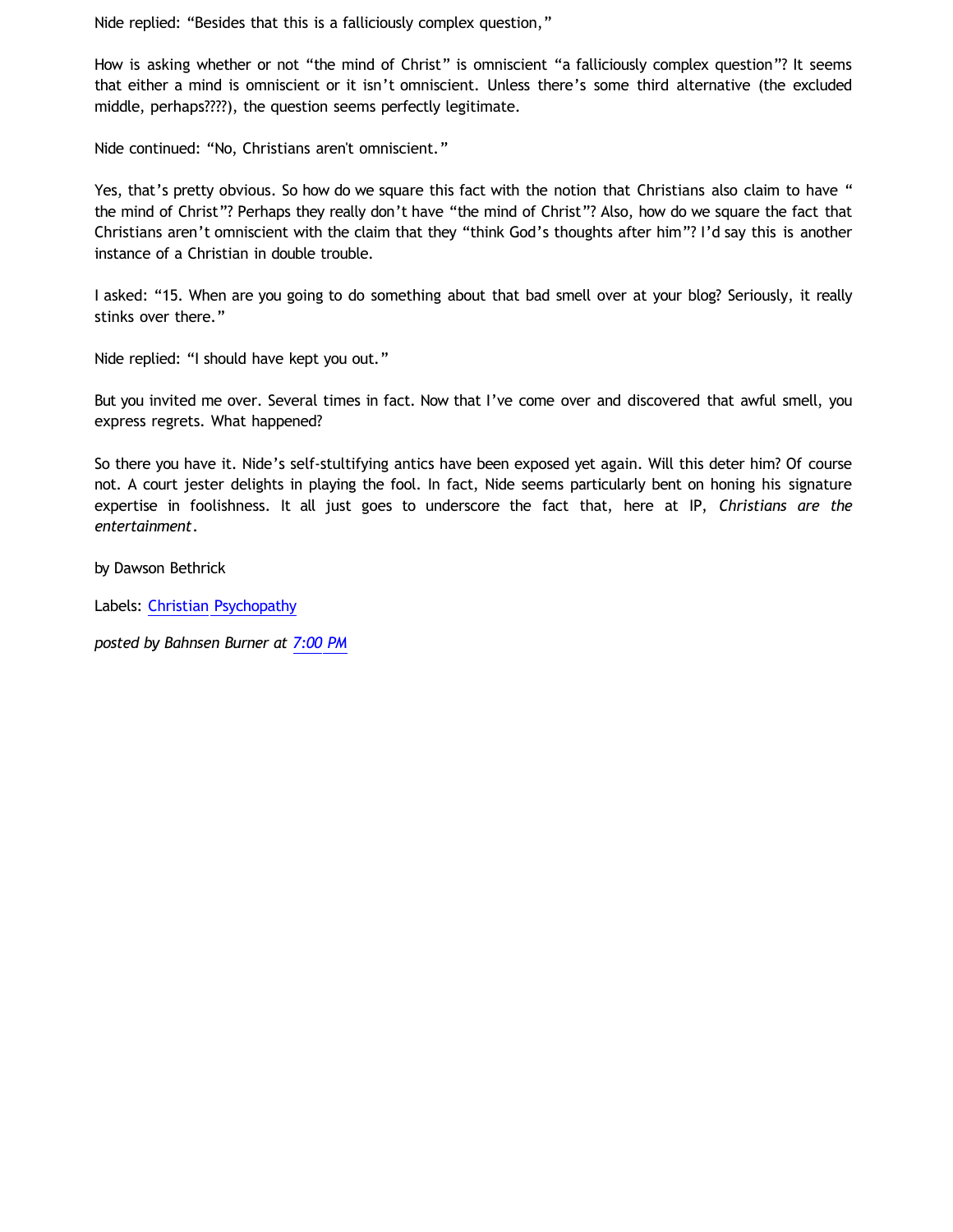Nide replied: “Besides that this is a falliciously complex question,”

How is asking whether or not “the mind of Christ” is omniscient “a falliciously complex question”? It seems that either a mind is omniscient or it isn’t omniscient. Unless there’s some third alternative (the excluded middle, perhaps????), the question seems perfectly legitimate.

Nide continued: “No, Christians aren't omniscient.”

Yes, that’s pretty obvious. So how do we square this fact with the notion that Christians also claim to have “ the mind of Christ”? Perhaps they really don’t have “the mind of Christ”? Also, how do we square the fact that Christians aren’t omniscient with the claim that they “think God’s thoughts after him”? I’d say this is another instance of a Christian in double trouble.

I asked: “15. When are you going to do something about that bad smell over at your blog? Seriously, it really stinks over there.”

Nide replied: “I should have kept you out.”

But you invited me over. Several times in fact. Now that I’ve come over and discovered that awful smell, you express regrets. What happened?

So there you have it. Nide’s self-stultifying antics have been exposed yet again. Will this deter him? Of course not. A court jester delights in playing the fool. In fact, Nide seems particularly bent on honing his signature expertise in foolishness. It all just goes to underscore the fact that, here at IP, *Christians are the entertainment*.

by Dawson Bethrick

Labels: Christian Psychopathy

*posted by Bahnsen Burner at 7:00 PM*